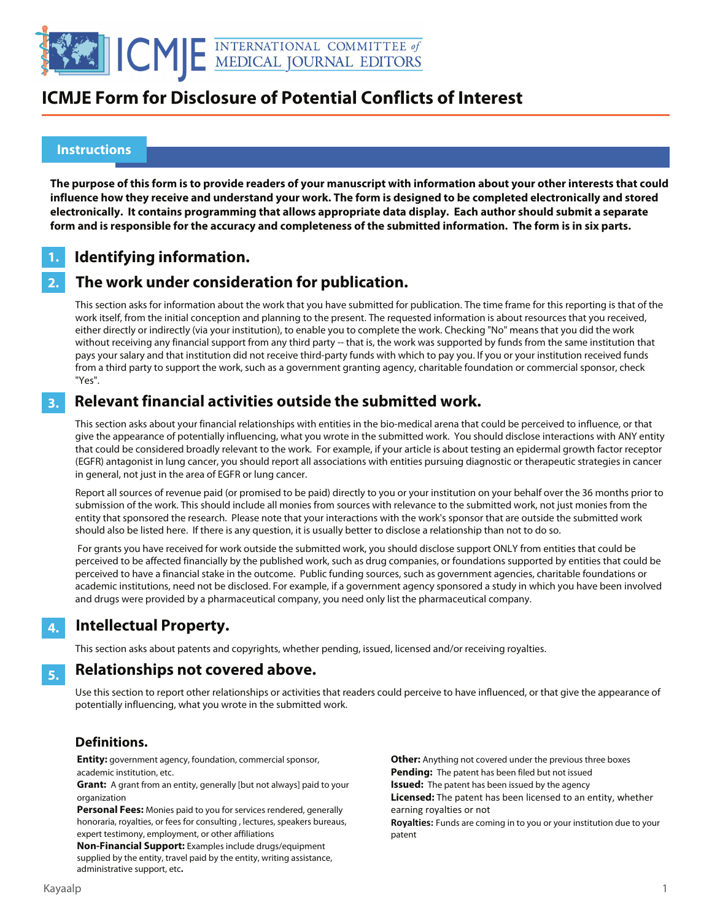# ICMJE Form for Disclosure of Potential Conflicts of Interest

## Instructions

**The purpose of this form is to provide readers of your manuscript with information about your other interests that could influence how they receive and understand your work. The form is designed to be completed electronically and stored electronically. It contains programming that allows appropriate data display. Each author should submit a separate form and is responsible for the accuracy and completeness of the submitted information. The form is in six parts.**

### 1. Identifying information.

### 2. The work under consideration for publication.

This section asks for information about the work that you have submitted for publication. The time frame for this reporting is that of the work itself, from the initial conception and planning to the present. The requested information is about resources that you received, either directly or indirectly (via your institution), to enable you to complete the work. Checking "No" means that you did the work without receiving any financial support from any third party -- that is, the work was supported by funds from the same institution that pays your salary and that institution did not receive third-party funds with which to pay you. If you or your institution received funds from a third party to support the work, such as a government granting agency, charitable foundation or commercial sponsor, check "Yes".

### 3. Relevant financial activities outside the submitted work.

This section asks about your financial relationships with entities in the bio-medical arena that could be perceived to influence, or that give the appearance of potentially influencing, what you wrote in the submitted work. You should disclose interactions with ANY entity that could be considered broadly relevant to the work. For example, if your article is about testing an epidermal growth factor receptor (EGFR) antagonist in lung cancer, you should report all associations with entities pursuing diagnostic or therapeutic strategies in cancer in general, not just in the area of EGFR or lung cancer.

Report all sources of revenue paid (or promised to be paid) directly to you or your institution on your behalf over the 36 months prior to submission of the work. This should include all monies from sources with relevance to the submitted work, not just monies from the entity that sponsored the research. Please note that your interactions with the work's sponsor that are outside the submitted work should also be listed here. If there is any question, it is usually better to disclose a relationship than not to do so.

For grants you have received for work outside the submitted work, you should disclose support ONLY from entities that could be perceived to be affected financially by the published work, such as drug companies, or foundations supported by entities that could be perceived to have a financial stake in the outcome. Public funding sources, such as government agencies, charitable foundations or academic institutions, need not be disclosed. For example, if a government agency sponsored a study in which you have been involved and drugs were provided by a pharmaceutical company, you need only list the pharmaceutical company.

### 4. Intellectual Property.

This section asks about patents and copyrights, whether pending, issued, licensed and/or receiving royalties.

### 5. Relationships not covered above.

Use this section to report other relationships or activities that readers could perceive to have influenced, or that give the appearance of potentially influencing, what you wrote in the submitted work.

### Definitions.

**Entity:** government agency, foundation, commercial sponsor, academic institution, etc.

**Grant:** A grant from an entity, generally [but not always] paid to your organization

**Personal Fees:** Monies paid to you for services rendered, generally honoraria, royalties, or fees for consulting , lectures, speakers bureaus, expert testimony, employment, or other affiliations

**Non-Financial Support:** Examples include drugs/equipment supplied by the entity, travel paid by the entity, writing assistance, administrative support, etc**.**

**Other:** Anything not covered under the previous three boxes

**Pending:** The patent has been filed but not issued

**Issued:** The patent has been issued by the agency

**Licensed:** The patent has been licensed to an entity, whether earning royalties or not

**Royalties:** Funds are coming in to you or your institution due to your patent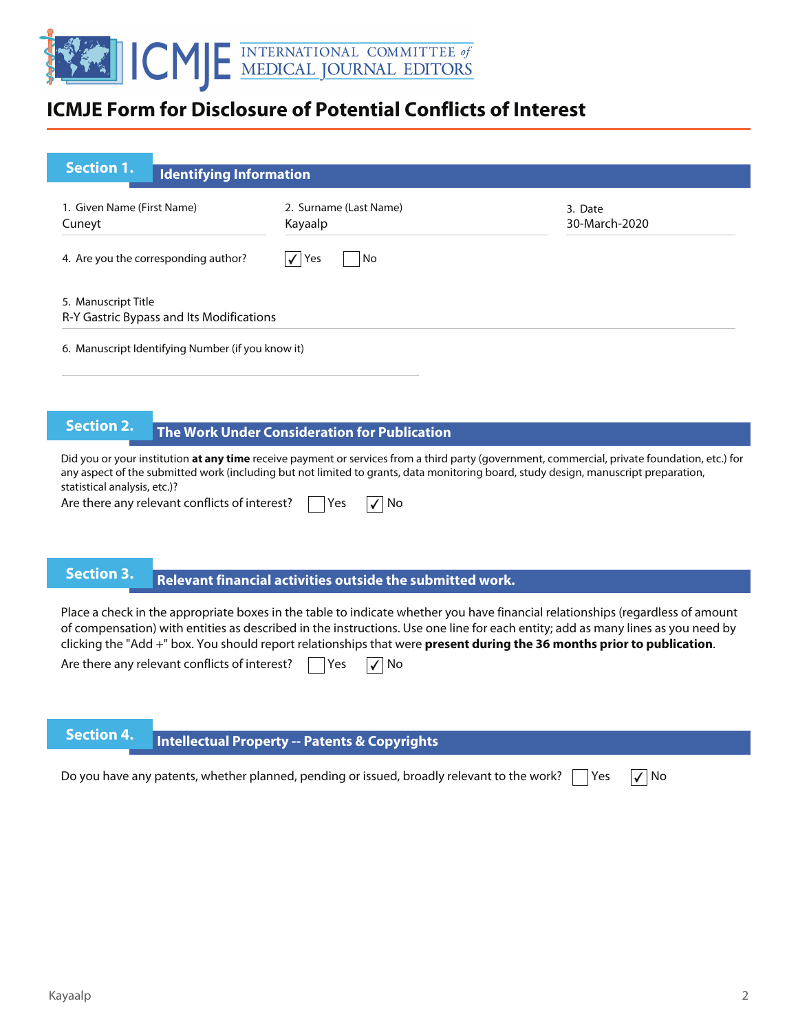# ICMJE Form for Disclosure of Potential Conflicts of Interest

## Section 1. Identifying Information

1. Given Name (First Name)
Cuneyt

2. Surname (Last Name)
Kayaalp

3. Date
30-March-2020

4. Are you the corresponding author? ☑ Yes ☐ No

5. Manuscript Title
R-Y Gastric Bypass and Its Modifications

6. Manuscript Identifying Number (if you know it)

## Section 2. The Work Under Consideration for Publication

Did you or your institution **at any time** receive payment or services from a third party (government, commercial, private foundation, etc.) for any aspect of the submitted work (including but not limited to grants, data monitoring board, study design, manuscript preparation, statistical analysis, etc.)?

Are there any relevant conflicts of interest? ☐ Yes ☑ No

## Section 3. Relevant financial activities outside the submitted work.

Place a check in the appropriate boxes in the table to indicate whether you have financial relationships (regardless of amount of compensation) with entities as described in the instructions. Use one line for each entity; add as many lines as you need by clicking the "Add +" box. You should report relationships that were **present during the 36 months prior to publication**.

Are there any relevant conflicts of interest? ☐ Yes ☑ No

## Section 4. Intellectual Property -- Patents & Copyrights

Do you have any patents, whether planned, pending or issued, broadly relevant to the work? ☐ Yes ☑ No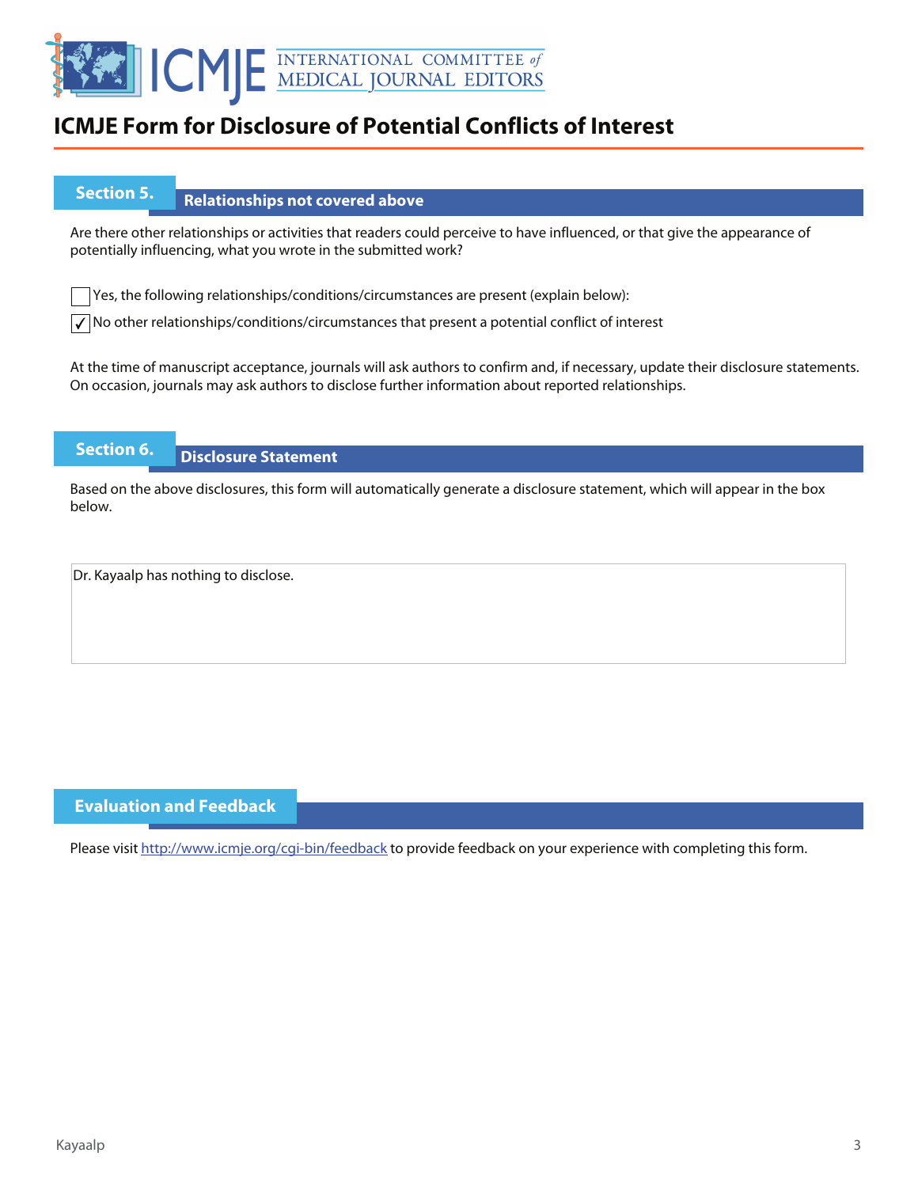# ICMJE Form for Disclosure of Potential Conflicts of Interest

## Section 5. Relationships not covered above

Are there other relationships or activities that readers could perceive to have influenced, or that give the appearance of potentially influencing, what you wrote in the submitted work?

☐ Yes, the following relationships/conditions/circumstances are present (explain below):

☑ No other relationships/conditions/circumstances that present a potential conflict of interest

At the time of manuscript acceptance, journals will ask authors to confirm and, if necessary, update their disclosure statements. On occasion, journals may ask authors to disclose further information about reported relationships.

## Section 6. Disclosure Statement

Based on the above disclosures, this form will automatically generate a disclosure statement, which will appear in the box below.

Dr. Kayaalp has nothing to disclose.

## Evaluation and Feedback

Please visit http://www.icmje.org/cgi-bin/feedback to provide feedback on your experience with completing this form.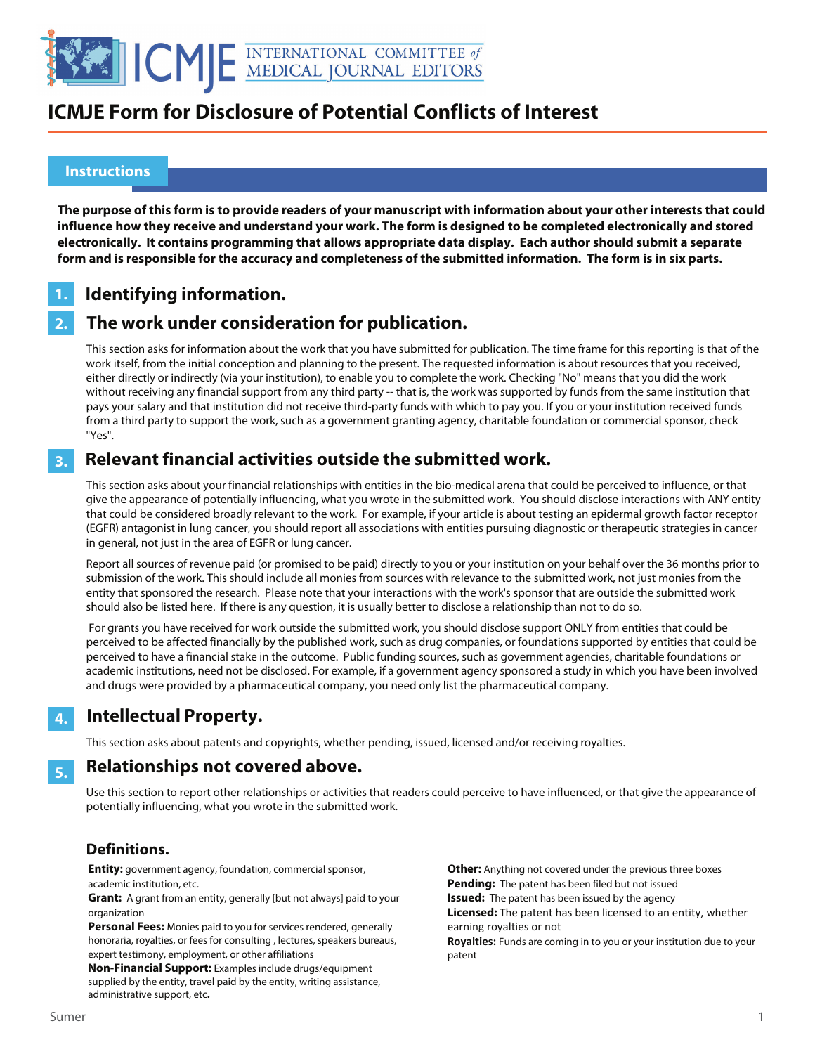# ICMJE Form for Disclosure of Potential Conflicts of Interest

## Instructions

**The purpose of this form is to provide readers of your manuscript with information about your other interests that could influence how they receive and understand your work. The form is designed to be completed electronically and stored electronically. It contains programming that allows appropriate data display. Each author should submit a separate form and is responsible for the accuracy and completeness of the submitted information. The form is in six parts.**

### 1. Identifying information.

### 2. The work under consideration for publication.

This section asks for information about the work that you have submitted for publication. The time frame for this reporting is that of the work itself, from the initial conception and planning to the present. The requested information is about resources that you received, either directly or indirectly (via your institution), to enable you to complete the work. Checking "No" means that you did the work without receiving any financial support from any third party -- that is, the work was supported by funds from the same institution that pays your salary and that institution did not receive third-party funds with which to pay you. If you or your institution received funds from a third party to support the work, such as a government granting agency, charitable foundation or commercial sponsor, check "Yes".

### 3. Relevant financial activities outside the submitted work.

This section asks about your financial relationships with entities in the bio-medical arena that could be perceived to influence, or that give the appearance of potentially influencing, what you wrote in the submitted work. You should disclose interactions with ANY entity that could be considered broadly relevant to the work. For example, if your article is about testing an epidermal growth factor receptor (EGFR) antagonist in lung cancer, you should report all associations with entities pursuing diagnostic or therapeutic strategies in cancer in general, not just in the area of EGFR or lung cancer.

Report all sources of revenue paid (or promised to be paid) directly to you or your institution on your behalf over the 36 months prior to submission of the work. This should include all monies from sources with relevance to the submitted work, not just monies from the entity that sponsored the research. Please note that your interactions with the work's sponsor that are outside the submitted work should also be listed here. If there is any question, it is usually better to disclose a relationship than not to do so.

For grants you have received for work outside the submitted work, you should disclose support ONLY from entities that could be perceived to be affected financially by the published work, such as drug companies, or foundations supported by entities that could be perceived to have a financial stake in the outcome. Public funding sources, such as government agencies, charitable foundations or academic institutions, need not be disclosed. For example, if a government agency sponsored a study in which you have been involved and drugs were provided by a pharmaceutical company, you need only list the pharmaceutical company.

### 4. Intellectual Property.

This section asks about patents and copyrights, whether pending, issued, licensed and/or receiving royalties.

### 5. Relationships not covered above.

Use this section to report other relationships or activities that readers could perceive to have influenced, or that give the appearance of potentially influencing, what you wrote in the submitted work.

### Definitions.

**Entity:** government agency, foundation, commercial sponsor, academic institution, etc.

**Grant:** A grant from an entity, generally [but not always] paid to your organization

**Personal Fees:** Monies paid to you for services rendered, generally honoraria, royalties, or fees for consulting , lectures, speakers bureaus, expert testimony, employment, or other affiliations

**Non-Financial Support:** Examples include drugs/equipment supplied by the entity, travel paid by the entity, writing assistance, administrative support, etc**.**

**Other:** Anything not covered under the previous three boxes

**Pending:** The patent has been filed but not issued

**Issued:** The patent has been issued by the agency

**Licensed:** The patent has been licensed to an entity, whether earning royalties or not

**Royalties:** Funds are coming in to you or your institution due to your patent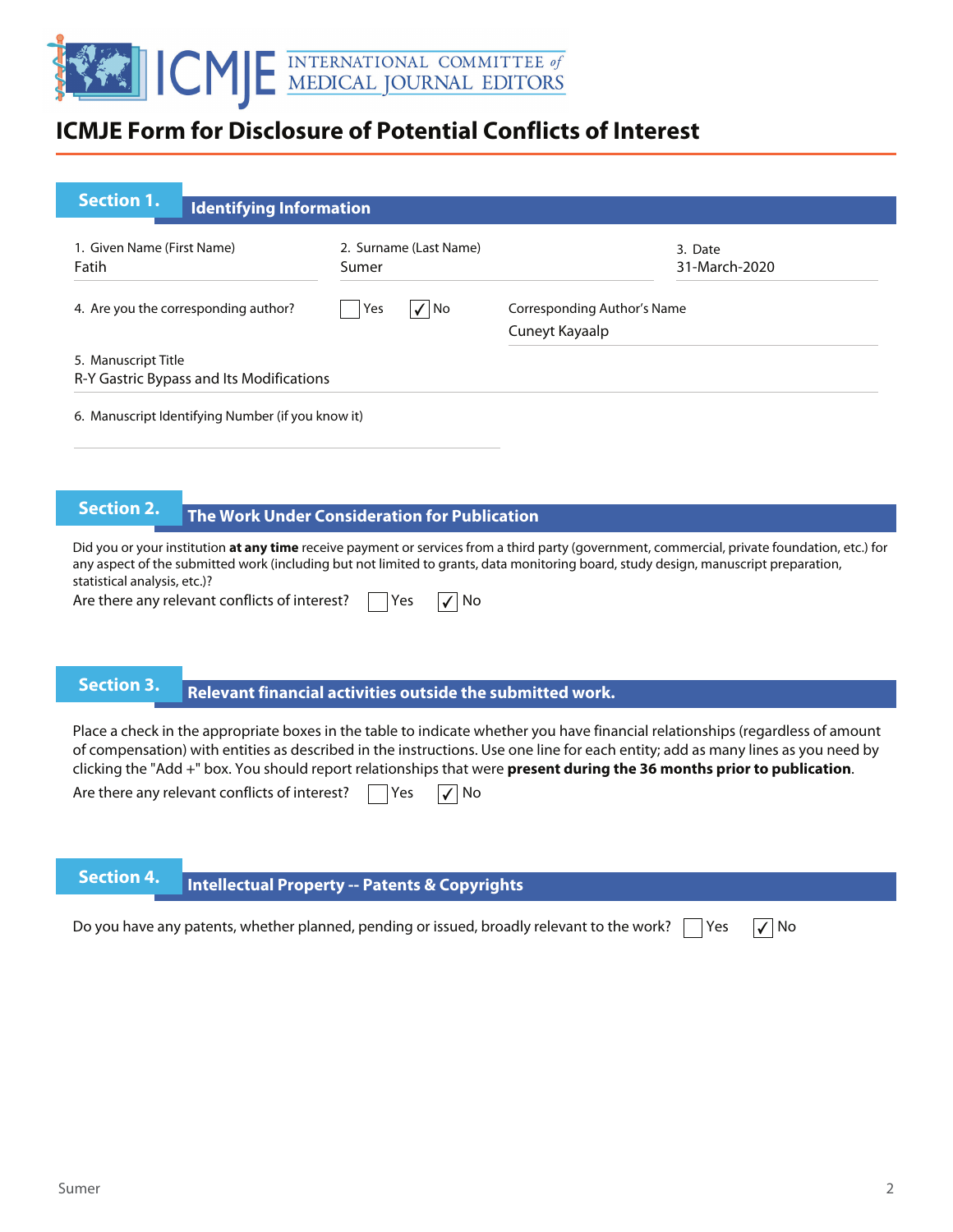# ICMJE Form for Disclosure of Potential Conflicts of Interest

## Section 1. Identifying Information

1. Given Name (First Name): Fatih
2. Surname (Last Name): Sumer
3. Date: 31-March-2020

4. Are you the corresponding author? ☐ Yes ☑ No

Corresponding Author's Name: Cuneyt Kayaalp

5. Manuscript Title: R-Y Gastric Bypass and Its Modifications

6. Manuscript Identifying Number (if you know it):

## Section 2. The Work Under Consideration for Publication

Did you or your institution **at any time** receive payment or services from a third party (government, commercial, private foundation, etc.) for any aspect of the submitted work (including but not limited to grants, data monitoring board, study design, manuscript preparation, statistical analysis, etc.)?

Are there any relevant conflicts of interest? ☐ Yes ☑ No

## Section 3. Relevant financial activities outside the submitted work.

Place a check in the appropriate boxes in the table to indicate whether you have financial relationships (regardless of amount of compensation) with entities as described in the instructions. Use one line for each entity; add as many lines as you need by clicking the "Add +" box. You should report relationships that were **present during the 36 months prior to publication**.

Are there any relevant conflicts of interest? ☐ Yes ☑ No

## Section 4. Intellectual Property -- Patents & Copyrights

Do you have any patents, whether planned, pending or issued, broadly relevant to the work? ☐ Yes ☑ No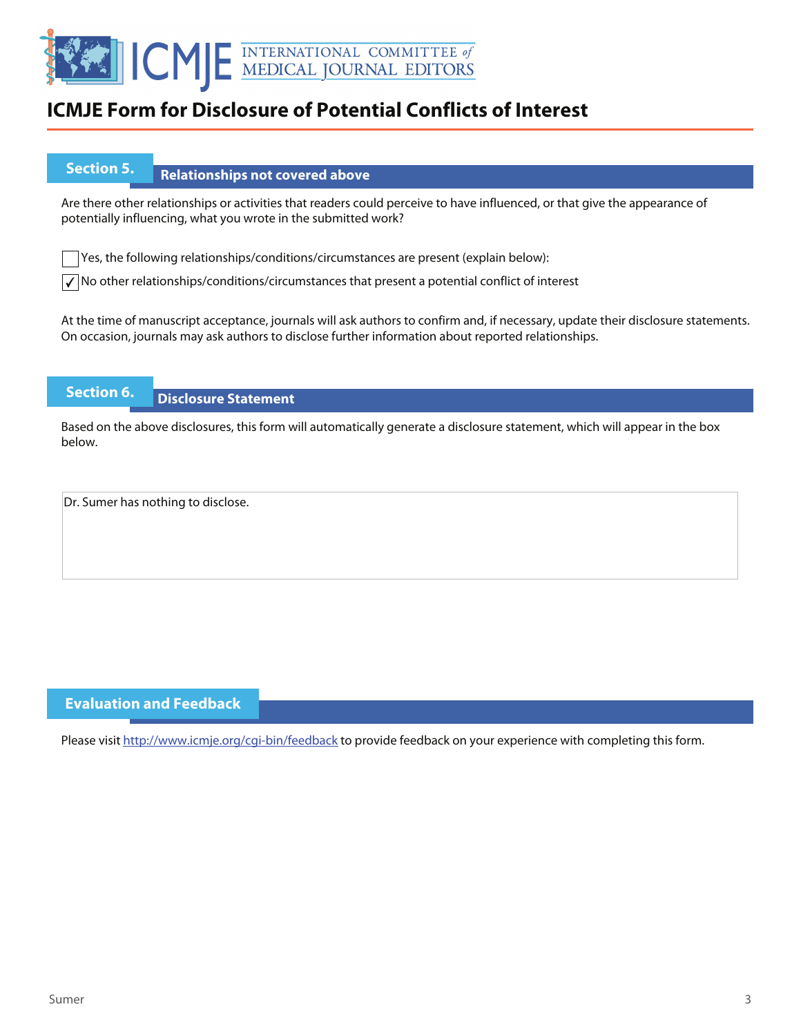# ICMJE Form for Disclosure of Potential Conflicts of Interest

## Section 5. Relationships not covered above

Are there other relationships or activities that readers could perceive to have influenced, or that give the appearance of potentially influencing, what you wrote in the submitted work?

☐ Yes, the following relationships/conditions/circumstances are present (explain below):

☑ No other relationships/conditions/circumstances that present a potential conflict of interest

At the time of manuscript acceptance, journals will ask authors to confirm and, if necessary, update their disclosure statements. On occasion, journals may ask authors to disclose further information about reported relationships.

## Section 6. Disclosure Statement

Based on the above disclosures, this form will automatically generate a disclosure statement, which will appear in the box below.

Dr. Sumer has nothing to disclose.

## Evaluation and Feedback

Please visit http://www.icmje.org/cgi-bin/feedback to provide feedback on your experience with completing this form.